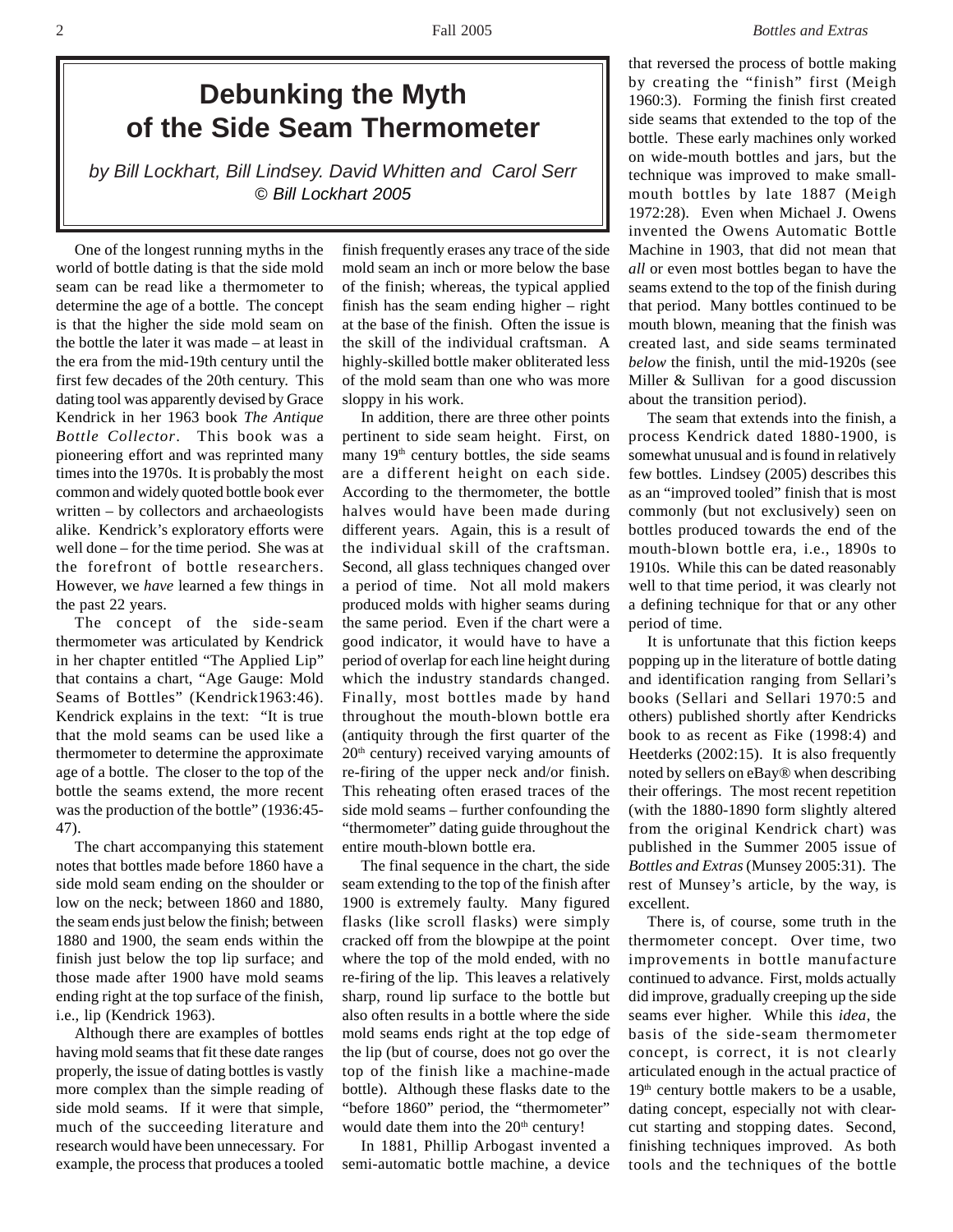# Debunking the Myth of the Side Seam Thermometer

*by Bill Lockhart, Bill Lindsey. David Whitten and Carol Serr*
*© Bill Lockhart 2005*

One of the longest running myths in the world of bottle dating is that the side mold seam can be read like a thermometer to determine the age of a bottle. The concept is that the higher the side mold seam on the bottle the later it was made – at least in the era from the mid-19th century until the first few decades of the 20th century. This dating tool was apparently devised by Grace Kendrick in her 1963 book *The Antique Bottle Collector*. This book was a pioneering effort and was reprinted many times into the 1970s. It is probably the most common and widely quoted bottle book ever written – by collectors and archaeologists alike. Kendrick's exploratory efforts were well done – for the time period. She was at the forefront of bottle researchers. However, we *have* learned a few things in the past 22 years.

The concept of the side-seam thermometer was articulated by Kendrick in her chapter entitled "The Applied Lip" that contains a chart, "Age Gauge: Mold Seams of Bottles" (Kendrick1963:46). Kendrick explains in the text: "It is true that the mold seams can be used like a thermometer to determine the approximate age of a bottle. The closer to the top of the bottle the seams extend, the more recent was the production of the bottle" (1936:45-47).

The chart accompanying this statement notes that bottles made before 1860 have a side mold seam ending on the shoulder or low on the neck; between 1860 and 1880, the seam ends just below the finish; between 1880 and 1900, the seam ends within the finish just below the top lip surface; and those made after 1900 have mold seams ending right at the top surface of the finish, i.e., lip (Kendrick 1963).

Although there are examples of bottles having mold seams that fit these date ranges properly, the issue of dating bottles is vastly more complex than the simple reading of side mold seams. If it were that simple, much of the succeeding literature and research would have been unnecessary. For example, the process that produces a tooled finish frequently erases any trace of the side mold seam an inch or more below the base of the finish; whereas, the typical applied finish has the seam ending higher – right at the base of the finish. Often the issue is the skill of the individual craftsman. A highly-skilled bottle maker obliterated less of the mold seam than one who was more sloppy in his work.

In addition, there are three other points pertinent to side seam height. First, on many 19th century bottles, the side seams are a different height on each side. According to the thermometer, the bottle halves would have been made during different years. Again, this is a result of the individual skill of the craftsman. Second, all glass techniques changed over a period of time. Not all mold makers produced molds with higher seams during the same period. Even if the chart were a good indicator, it would have to have a period of overlap for each line height during which the industry standards changed. Finally, most bottles made by hand throughout the mouth-blown bottle era (antiquity through the first quarter of the 20th century) received varying amounts of re-firing of the upper neck and/or finish. This reheating often erased traces of the side mold seams – further confounding the "thermometer" dating guide throughout the entire mouth-blown bottle era.

The final sequence in the chart, the side seam extending to the top of the finish after 1900 is extremely faulty. Many figured flasks (like scroll flasks) were simply cracked off from the blowpipe at the point where the top of the mold ended, with no re-firing of the lip. This leaves a relatively sharp, round lip surface to the bottle but also often results in a bottle where the side mold seams ends right at the top edge of the lip (but of course, does not go over the top of the finish like a machine-made bottle). Although these flasks date to the "before 1860" period, the "thermometer" would date them into the 20th century!

In 1881, Phillip Arbogast invented a semi-automatic bottle machine, a device that reversed the process of bottle making by creating the "finish" first (Meigh 1960:3). Forming the finish first created side seams that extended to the top of the bottle. These early machines only worked on wide-mouth bottles and jars, but the technique was improved to make small-mouth bottles by late 1887 (Meigh 1972:28). Even when Michael J. Owens invented the Owens Automatic Bottle Machine in 1903, that did not mean that *all* or even most bottles began to have the seams extend to the top of the finish during that period. Many bottles continued to be mouth blown, meaning that the finish was created last, and side seams terminated *below* the finish, until the mid-1920s (see Miller & Sullivan for a good discussion about the transition period).

The seam that extends into the finish, a process Kendrick dated 1880-1900, is somewhat unusual and is found in relatively few bottles. Lindsey (2005) describes this as an "improved tooled" finish that is most commonly (but not exclusively) seen on bottles produced towards the end of the mouth-blown bottle era, i.e., 1890s to 1910s. While this can be dated reasonably well to that time period, it was clearly not a defining technique for that or any other period of time.

It is unfortunate that this fiction keeps popping up in the literature of bottle dating and identification ranging from Sellari's books (Sellari and Sellari 1970:5 and others) published shortly after Kendricks book to as recent as Fike (1998:4) and Heetderks (2002:15). It is also frequently noted by sellers on eBay® when describing their offerings. The most recent repetition (with the 1880-1890 form slightly altered from the original Kendrick chart) was published in the Summer 2005 issue of *Bottles and Extras* (Munsey 2005:31). The rest of Munsey's article, by the way, is excellent.

There is, of course, some truth in the thermometer concept. Over time, two improvements in bottle manufacture continued to advance. First, molds actually did improve, gradually creeping up the side seams ever higher. While this *idea*, the basis of the side-seam thermometer concept, is correct, it is not clearly articulated enough in the actual practice of 19th century bottle makers to be a usable, dating concept, especially not with clear-cut starting and stopping dates. Second, finishing techniques improved. As both tools and the techniques of the bottle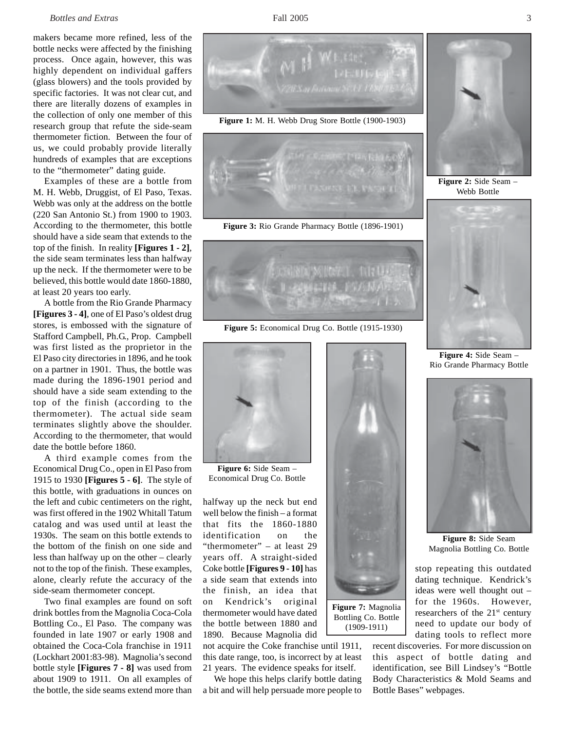makers became more refined, less of the bottle necks were affected by the finishing process. Once again, however, this was highly dependent on individual gaffers (glass blowers) and the tools provided by specific factories. It was not clear cut, and there are literally dozens of examples in the collection of only one member of this research group that refute the side-seam thermometer fiction. Between the four of us, we could probably provide literally hundreds of examples that are exceptions to the "thermometer" dating guide.

Examples of these are a bottle from M. H. Webb, Druggist, of El Paso, Texas. Webb was only at the address on the bottle (220 San Antonio St.) from 1900 to 1903. According to the thermometer, this bottle should have a side seam that extends to the top of the finish. In reality **[Figures 1 - 2]**, the side seam terminates less than halfway up the neck. If the thermometer were to be believed, this bottle would date 1860-1880, at least 20 years too early.

A bottle from the Rio Grande Pharmacy **[Figures 3 - 4]**, one of El Paso's oldest drug stores, is embossed with the signature of Stafford Campbell, Ph.G., Prop. Campbell was first listed as the proprietor in the El Paso city directories in 1896, and he took on a partner in 1901. Thus, the bottle was made during the 1896-1901 period and should have a side seam extending to the top of the finish (according to the thermometer). The actual side seam terminates slightly above the shoulder. According to the thermometer, that would date the bottle before 1860.

A third example comes from the Economical Drug Co., open in El Paso from 1915 to 1930 **[Figures 5 - 6]**. The style of this bottle, with graduations in ounces on the left and cubic centimeters on the right, was first offered in the 1902 Whitall Tatum catalog and was used until at least the 1930s. The seam on this bottle extends to the bottom of the finish on one side and less than halfway up on the other – clearly not to the top of the finish. These examples, alone, clearly refute the accuracy of the side-seam thermometer concept.

Two final examples are found on soft drink bottles from the Magnolia Coca-Cola Bottling Co., El Paso. The company was founded in late 1907 or early 1908 and obtained the Coca-Cola franchise in 1911 (Lockhart 2001:83-98). Magnolia's second bottle style **[Figures 7 - 8]** was used from about 1909 to 1911. On all examples of the bottle, the side seams extend more than halfway up the neck but end well below the finish – a format that fits the 1860-1880 identification on the "thermometer" – at least 29 years off. A straight-sided Coke bottle **[Figures 9 - 10]** has a side seam that extends into the finish, an idea that on Kendrick's original thermometer would have dated the bottle between 1880 and 1890. Because Magnolia did not acquire the Coke franchise until 1911, this date range, too, is incorrect by at least 21 years. The evidence speaks for itself.

We hope this helps clarify bottle dating a bit and will help persuade more people to stop repeating this outdated dating technique. Kendrick's ideas were well thought out – for the 1960s. However, researchers of the 21st century need to update our body of dating tools to reflect more recent discoveries. For more discussion on this aspect of bottle dating and identification, see Bill Lindsey's "Bottle Body Characteristics & Mold Seams and Bottle Bases" webpages.

**Figure 1:** M. H. Webb Drug Store Bottle (1900-1903)

**Figure 2:** Side Seam – Webb Bottle

**Figure 3:** Rio Grande Pharmacy Bottle (1896-1901)

**Figure 4:** Side Seam – Rio Grande Pharmacy Bottle

**Figure 5:** Economical Drug Co. Bottle (1915-1930)

**Figure 6:** Side Seam – Economical Drug Co. Bottle

**Figure 7:** Magnolia Bottling Co. Bottle (1909-1911)

**Figure 8:** Side Seam Magnolia Bottling Co. Bottle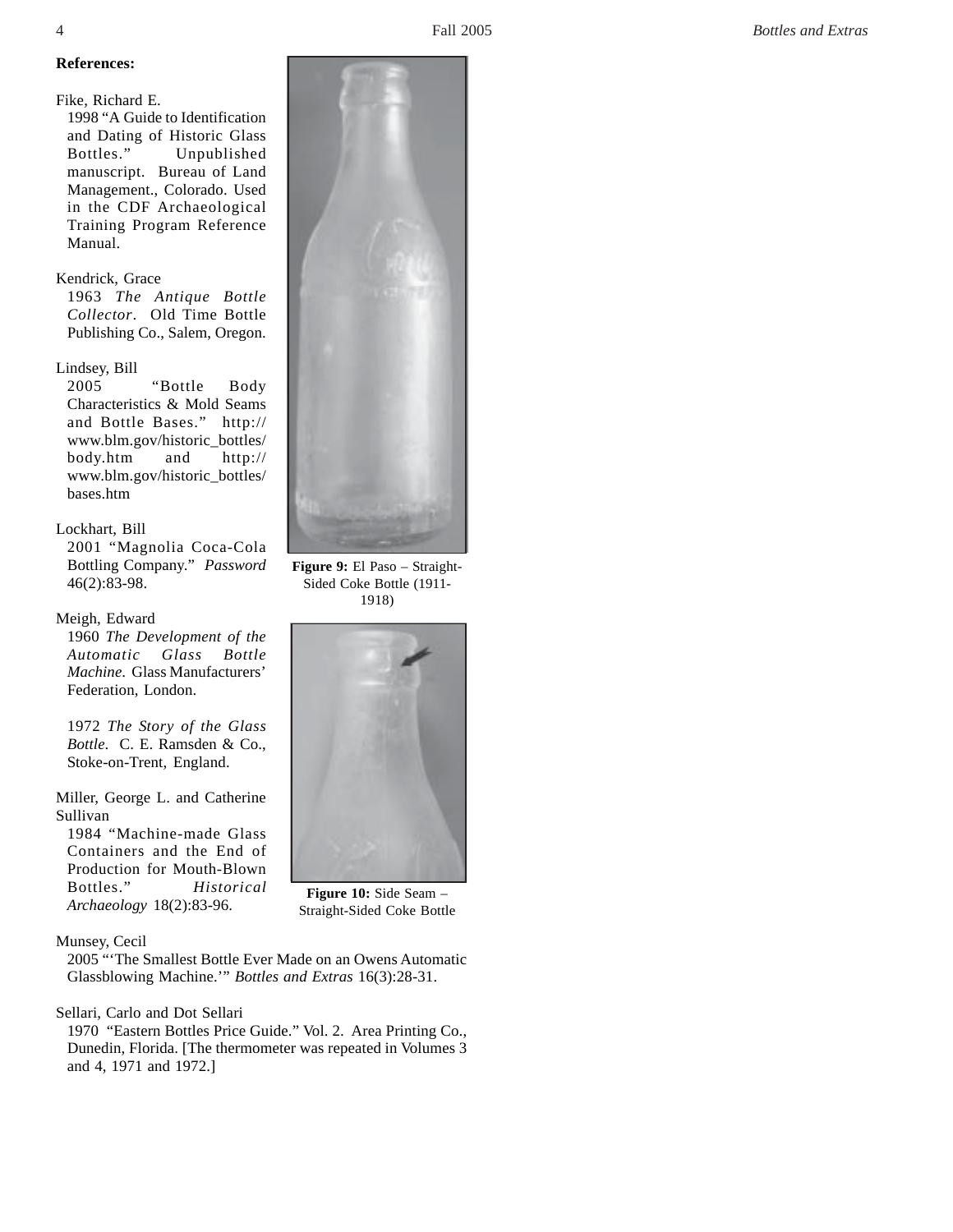## References:

Fike, Richard E.
1998 "A Guide to Identification and Dating of Historic Glass Bottles." Unpublished manuscript. Bureau of Land Management., Colorado. Used in the CDF Archaeological Training Program Reference Manual.

Kendrick, Grace
1963 *The Antique Bottle Collector*. Old Time Bottle Publishing Co., Salem, Oregon.

Lindsey, Bill
2005 "Bottle Body Characteristics & Mold Seams and Bottle Bases." http://www.blm.gov/historic_bottles/body.htm and http://www.blm.gov/historic_bottles/bases.htm

Lockhart, Bill
2001 "Magnolia Coca-Cola Bottling Company." *Password* 46(2):83-98.

Meigh, Edward
1960 *The Development of the Automatic Glass Bottle Machine.* Glass Manufacturers' Federation, London.

1972 *The Story of the Glass Bottle.* C. E. Ramsden & Co., Stoke-on-Trent, England.

Miller, George L. and Catherine Sullivan
1984 "Machine-made Glass Containers and the End of Production for Mouth-Blown Bottles." *Historical Archaeology* 18(2):83-96.

Munsey, Cecil
2005 "'The Smallest Bottle Ever Made on an Owens Automatic Glassblowing Machine.'" *Bottles and Extras* 16(3):28-31.

Sellari, Carlo and Dot Sellari
1970 "Eastern Bottles Price Guide." Vol. 2. Area Printing Co., Dunedin, Florida. [The thermometer was repeated in Volumes 3 and 4, 1971 and 1972.]

**Figure 9:** El Paso – Straight-Sided Coke Bottle (1911-1918)

**Figure 10:** Side Seam – Straight-Sided Coke Bottle